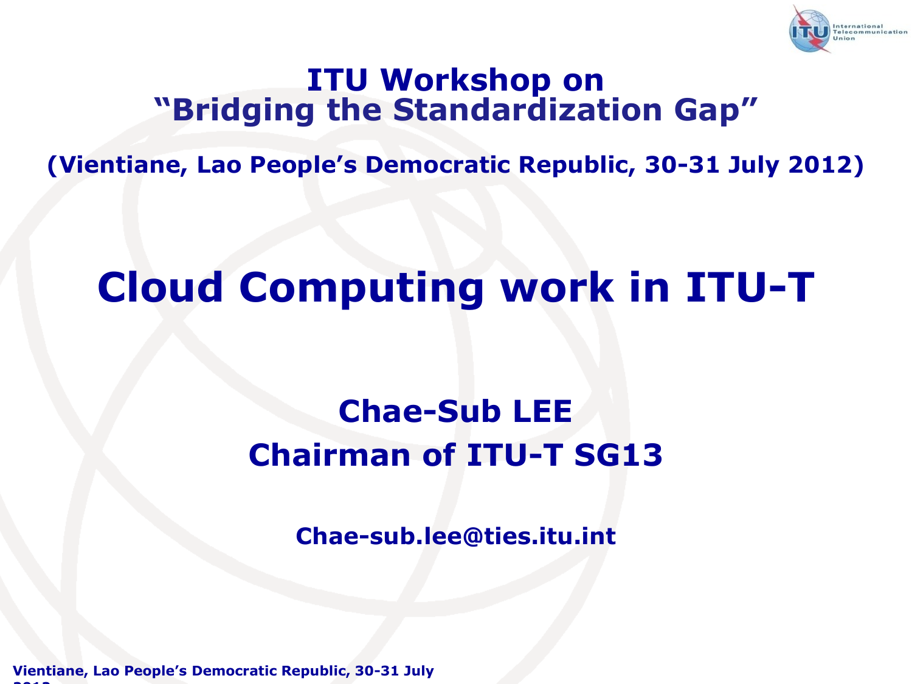## ITU Workshop on “Bridging the Standardization Gap”

**(Vientiane, Lao People’s Democratic Republic, 30-31 July 2012)**

# Cloud Computing work in ITU-T

**Chae-Sub LEE**
**Chairman of ITU-T SG13**

**Chae-sub.lee@ties.itu.int**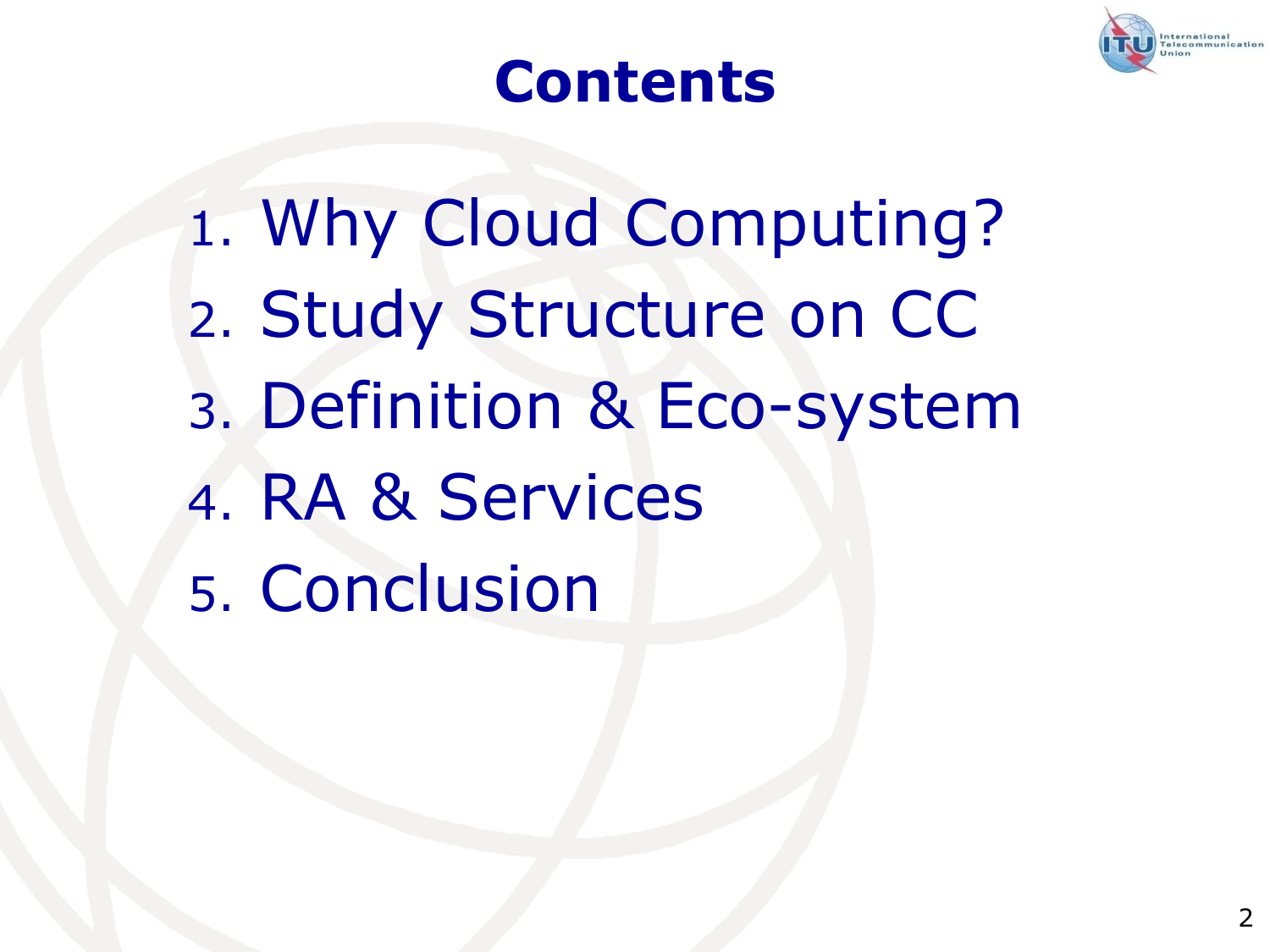# Contents

1. Why Cloud Computing?
2. Study Structure on CC
3. Definition & Eco-system
4. RA & Services
5. Conclusion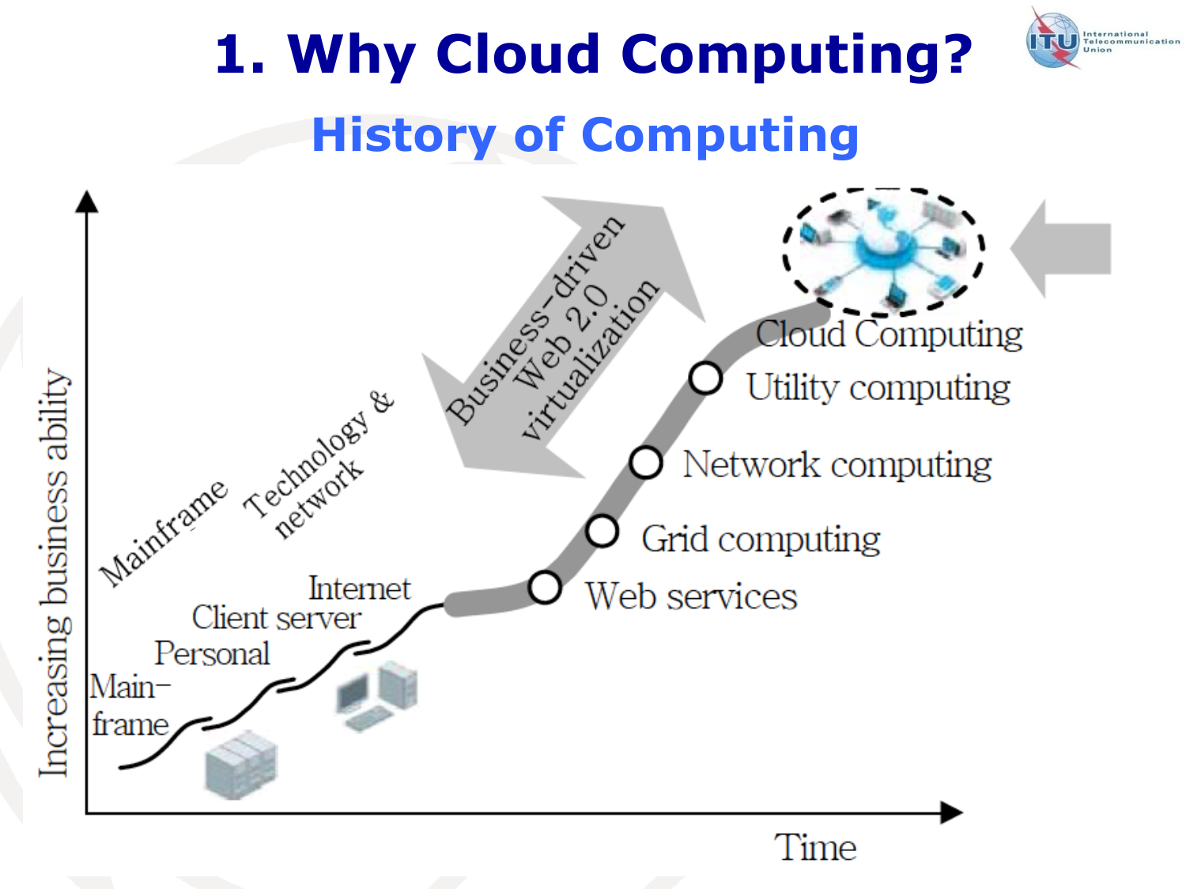# 1. Why Cloud Computing?

## History of Computing

Increasing business ability

Time

Main-frame

Personal

Client server

Internet

Mainframe

Technology & network

Business-driven Web 2.0 virtualization

Web services

Grid computing

Network computing

Utility computing

Cloud Computing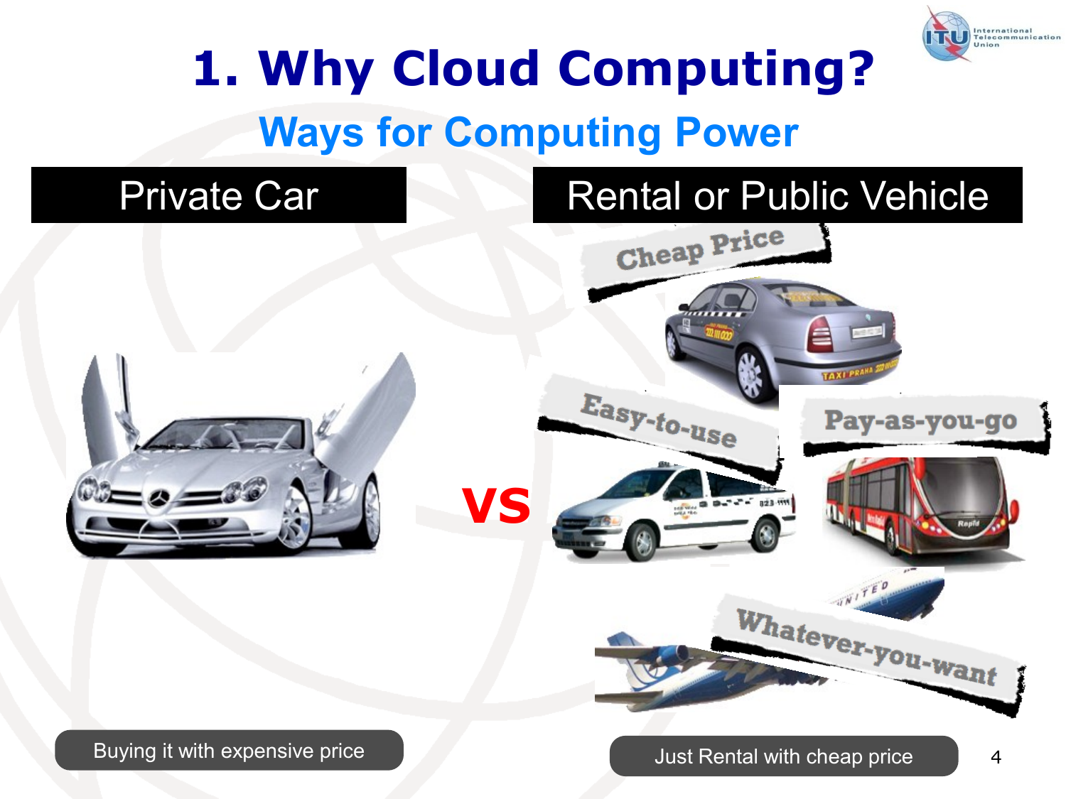# 1. Why Cloud Computing?

## Ways for Computing Power

| Private Car | Rental or Public Vehicle |
| --- | --- |

Cheap Price

Easy-to-use

Pay-as-you-go

Whatever-you-want

VS

Buying it with expensive price

Just Rental with cheap price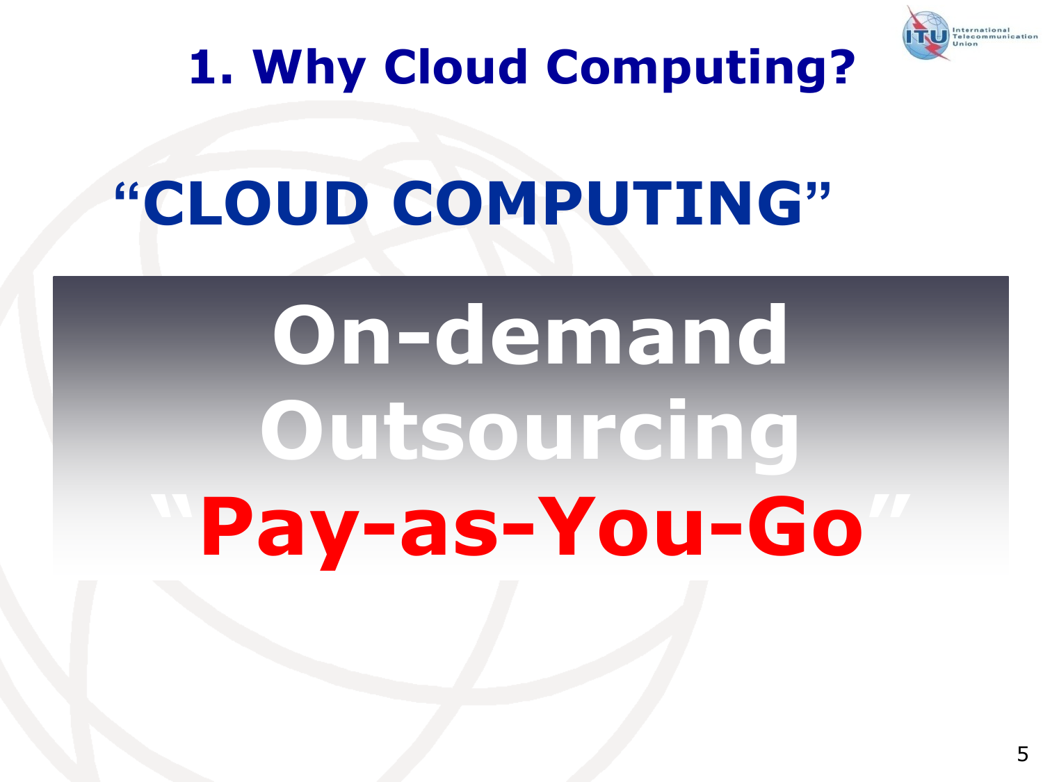# 1. Why Cloud Computing?

## "CLOUD COMPUTING"

**On-demand**

**Outsourcing**

**"Pay-as-You-Go"**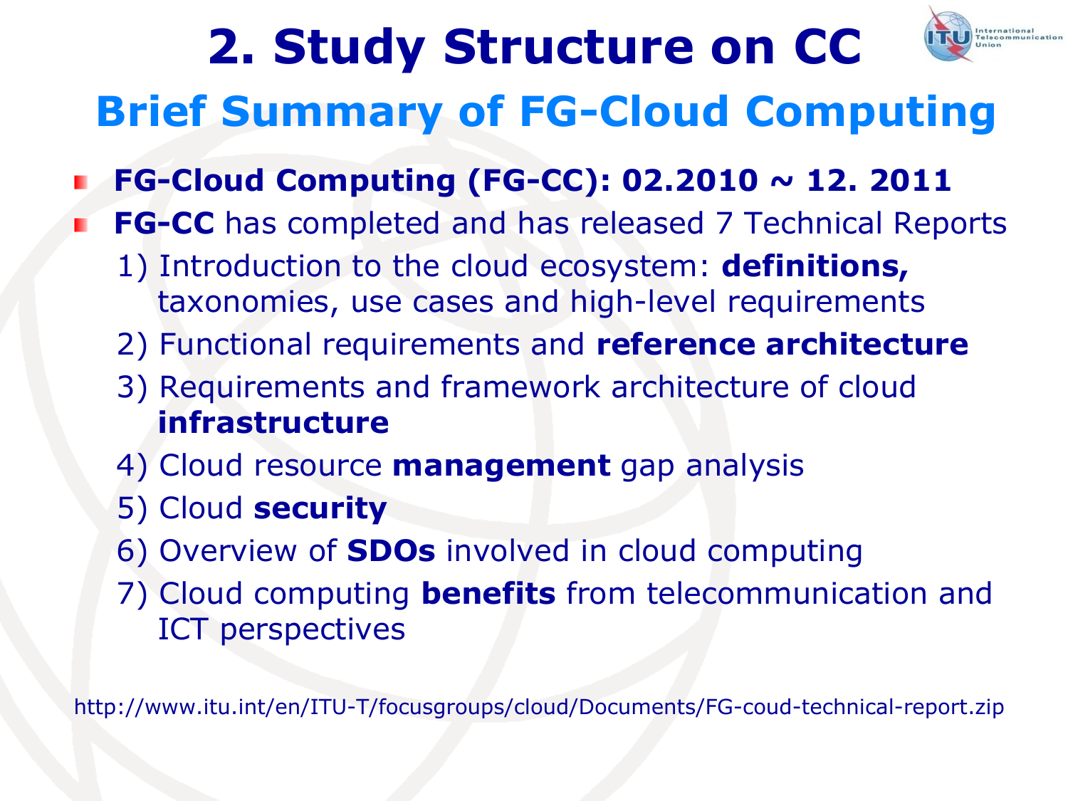# 2. Study Structure on CC

## Brief Summary of FG-Cloud Computing

- **FG-Cloud Computing (FG-CC): 02.2010 ~ 12. 2011**
- **FG-CC** has completed and has released 7 Technical Reports
  1) Introduction to the cloud ecosystem: **definitions,** taxonomies, use cases and high-level requirements
  2) Functional requirements and **reference architecture**
  3) Requirements and framework architecture of cloud **infrastructure**
  4) Cloud resource **management** gap analysis
  5) Cloud **security**
  6) Overview of **SDOs** involved in cloud computing
  7) Cloud computing **benefits** from telecommunication and ICT perspectives

http://www.itu.int/en/ITU-T/focusgroups/cloud/Documents/FG-coud-technical-report.zip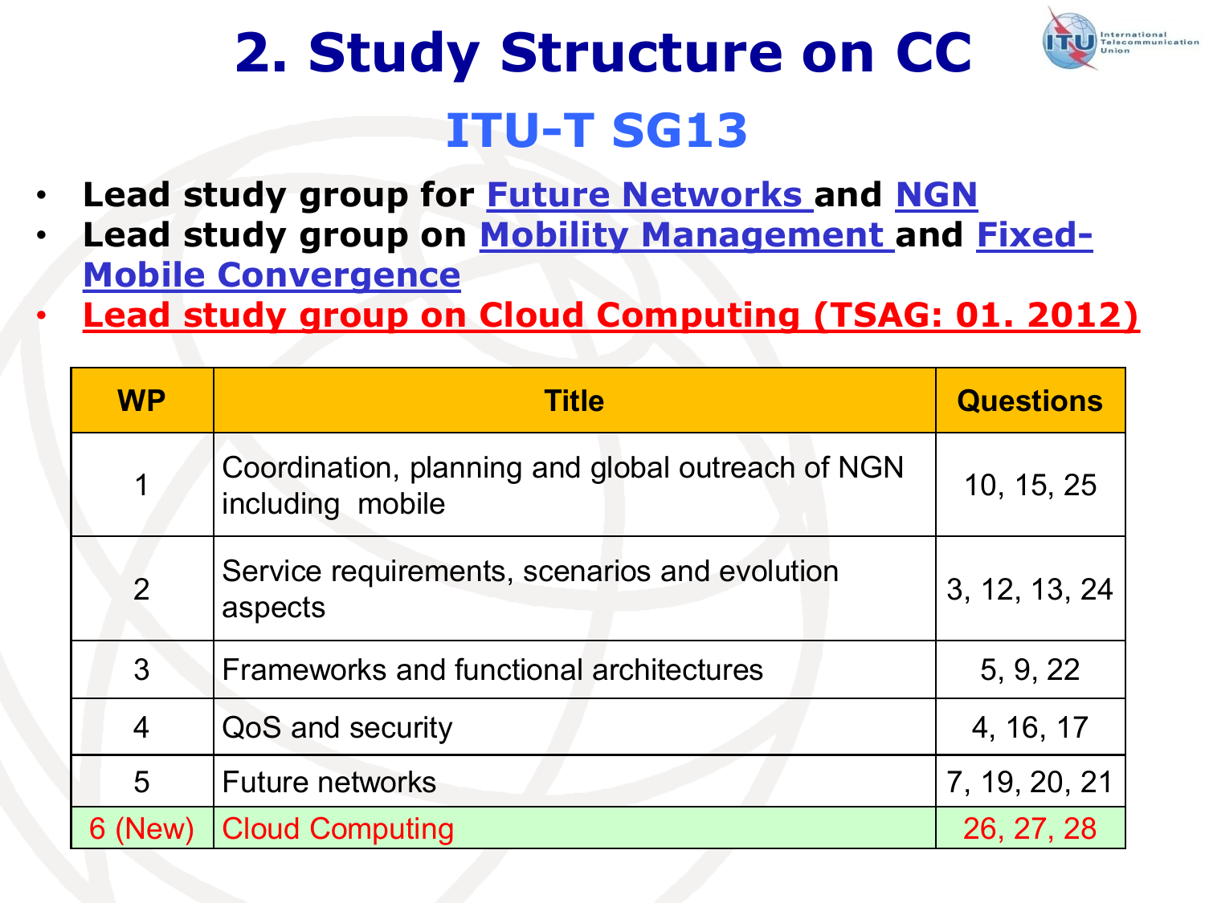# 2. Study Structure on CC

## ITU-T SG13

- **Lead study group for Future Networks and NGN**
- **Lead study group on Mobility Management and Fixed-Mobile Convergence**
- **Lead study group on Cloud Computing (TSAG: 01. 2012)**

| WP | Title | Questions |
|---|---|---|
| 1 | Coordination, planning and global outreach of NGN including mobile | 10, 15, 25 |
| 2 | Service requirements, scenarios and evolution aspects | 3, 12, 13, 24 |
| 3 | Frameworks and functional architectures | 5, 9, 22 |
| 4 | QoS and security | 4, 16, 17 |
| 5 | Future networks | 7, 19, 20, 21 |
| 6 (New) | Cloud Computing | 26, 27, 28 |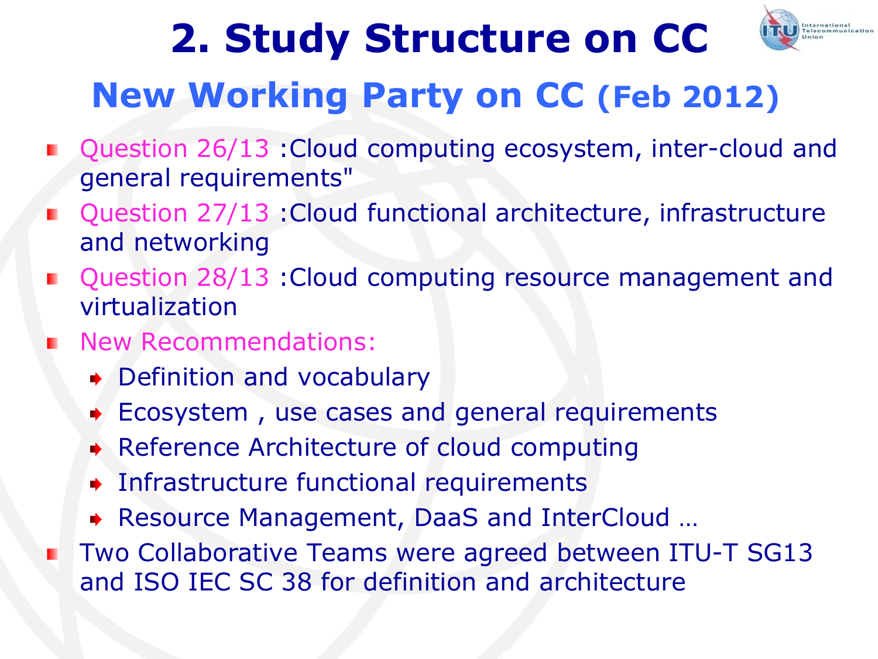# 2. Study Structure on CC

## New Working Party on CC (Feb 2012)

- Question 26/13 :Cloud computing ecosystem, inter-cloud and general requirements"
- Question 27/13 :Cloud functional architecture, infrastructure and networking
- Question 28/13 :Cloud computing resource management and virtualization
- New Recommendations:
  - Definition and vocabulary
  - Ecosystem , use cases and general requirements
  - Reference Architecture of cloud computing
  - Infrastructure functional requirements
  - Resource Management, DaaS and InterCloud …
- Two Collaborative Teams were agreed between ITU-T SG13 and ISO IEC SC 38 for definition and architecture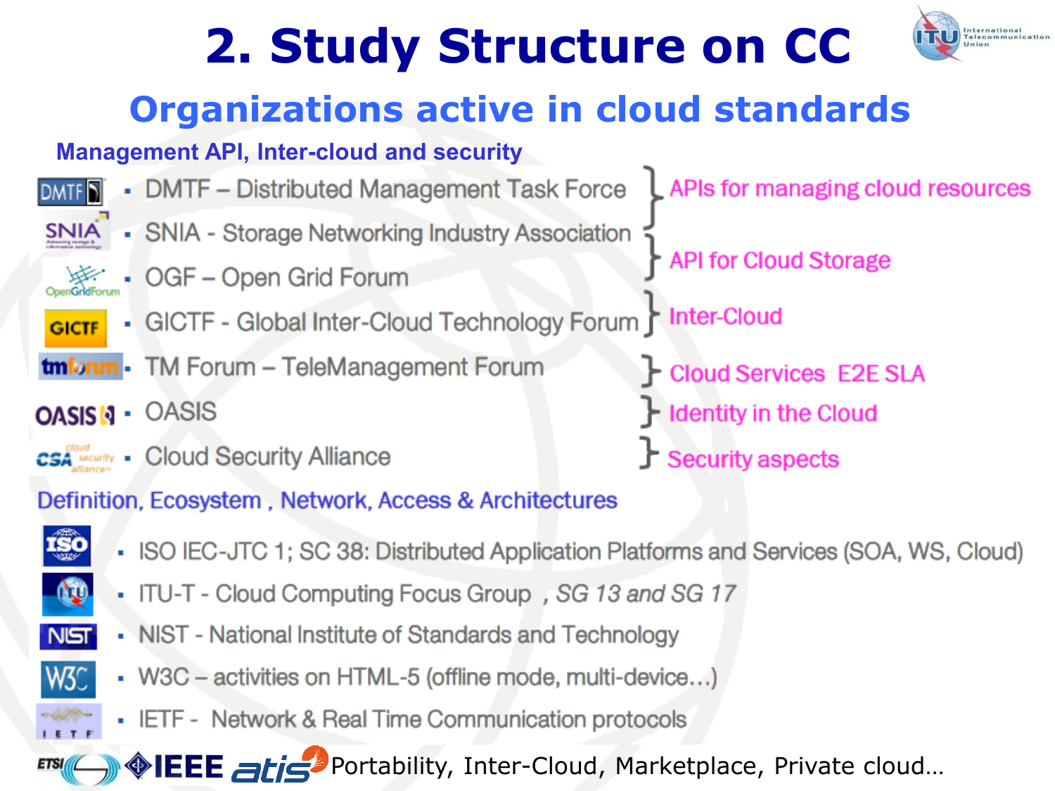# 2. Study Structure on CC

## Organizations active in cloud standards

### Management API, Inter-cloud and security

| Organization | Focus |
|---|---|
| DMTF – Distributed Management Task Force | APIs for managing cloud resources |
| SNIA - Storage Networking Industry Association; OGF – Open Grid Forum | API for Cloud Storage |
| GICTF - Global Inter-Cloud Technology Forum | Inter-Cloud |
| TM Forum – TeleManagement Forum | Cloud Services E2E SLA |
| OASIS | Identity in the Cloud |
| Cloud Security Alliance | Security aspects |

### Definition, Ecosystem , Network, Access & Architectures

- ISO IEC-JTC 1; SC 38: Distributed Application Platforms and Services (SOA, WS, Cloud)
- ITU-T - Cloud Computing Focus Group , *SG 13 and SG 17*
- NIST - National Institute of Standards and Technology
- W3C – activities on HTML-5 (offline mode, multi-device…)
- IETF - Network & Real Time Communication protocols

ETSI, IEEE, atis: Portability, Inter-Cloud, Marketplace, Private cloud…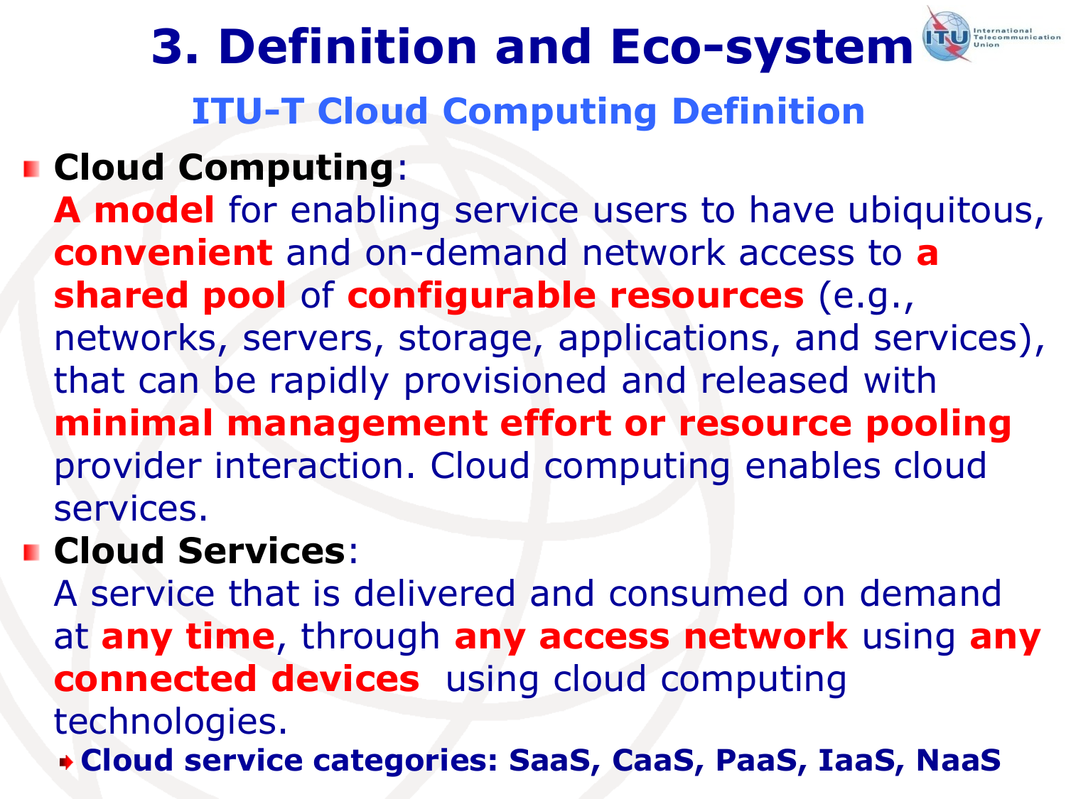# 3. Definition and Eco-system

## ITU-T Cloud Computing Definition

- **Cloud Computing**:
  **A model** for enabling service users to have ubiquitous, **convenient** and on-demand network access to **a shared pool** of **configurable resources** (e.g., networks, servers, storage, applications, and services), that can be rapidly provisioned and released with **minimal management effort or resource pooling** provider interaction. Cloud computing enables cloud services.
- **Cloud Services**:
  A service that is delivered and consumed on demand at **any time**, through **any access network** using **any connected devices** using cloud computing technologies.
  - **Cloud service categories: SaaS, CaaS, PaaS, IaaS, NaaS**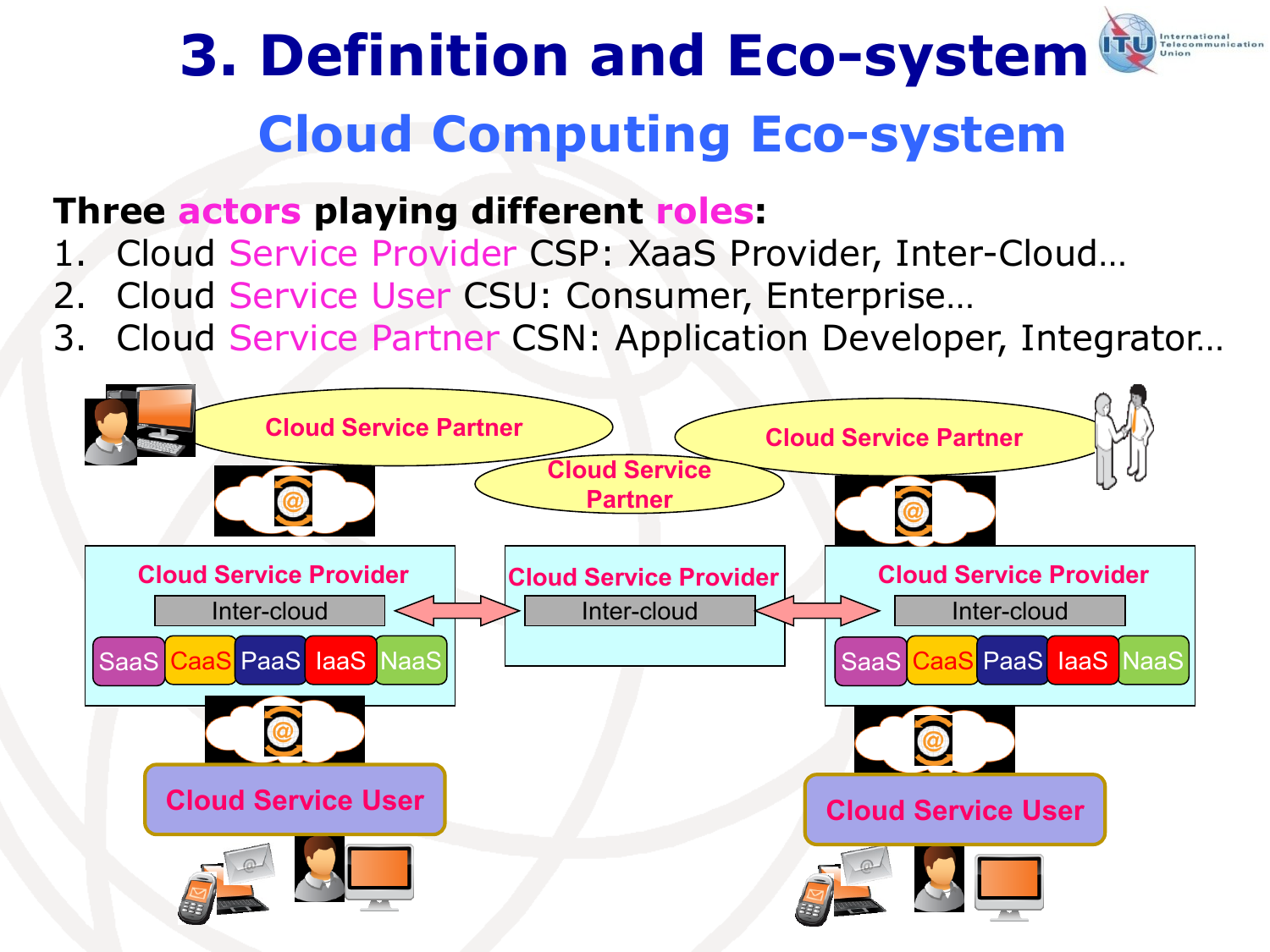# 3. Definition and Eco-system

## Cloud Computing Eco-system

**Three actors playing different roles:**

1. Cloud Service Provider CSP: XaaS Provider, Inter-Cloud…
2. Cloud Service User CSU: Consumer, Enterprise…
3. Cloud Service Partner CSN: Application Developer, Integrator…

Cloud Service Partner | Cloud Service Partner | Cloud Service Partner

Cloud Service Provider — Inter-cloud — SaaS CaaS PaaS IaaS NaaS

Cloud Service Provider — Inter-cloud

Cloud Service Provider — Inter-cloud — SaaS CaaS PaaS IaaS NaaS

Cloud Service User | Cloud Service User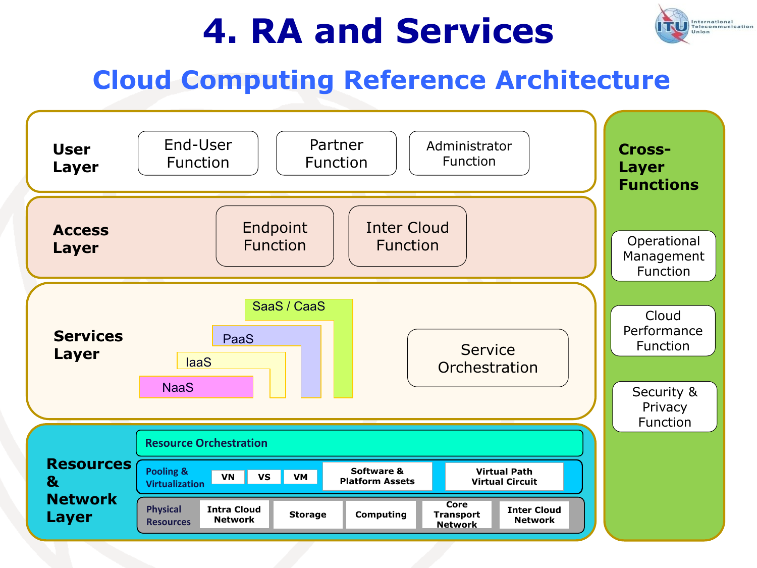# 4. RA and Services

## Cloud Computing Reference Architecture

**User Layer**

- End-User Function
- Partner Function
- Administrator Function

**Access Layer**

- Endpoint Function
- Inter Cloud Function

**Services Layer**

- SaaS / CaaS
- PaaS
- IaaS
- NaaS
- Service Orchestration

**Resources & Network Layer**

- Resource Orchestration
- Pooling & Virtualization: VN, VS, VM, Software & Platform Assets, Virtual Path Virtual Circuit
- Physical Resources: Intra Cloud Network, Storage, Computing, Core Transport Network, Inter Cloud Network

**Cross-Layer Functions**

- Operational Management Function
- Cloud Performance Function
- Security & Privacy Function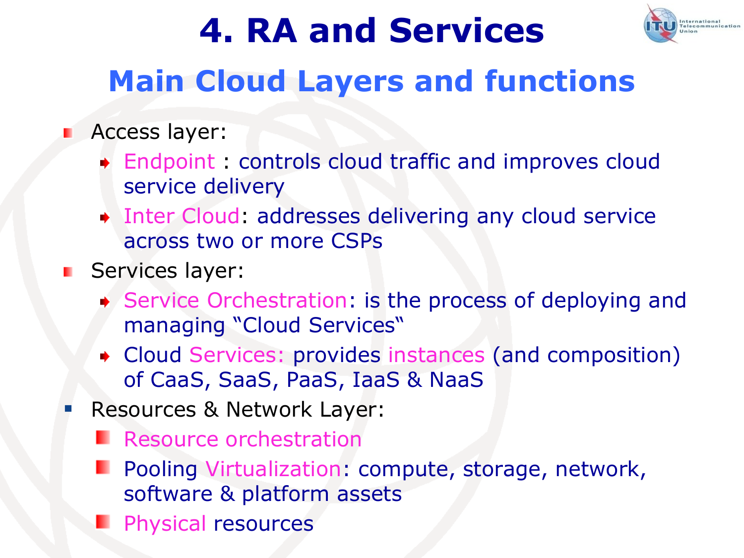# 4. RA and Services

## Main Cloud Layers and functions

- Access layer:
  - Endpoint : controls cloud traffic and improves cloud service delivery
  - Inter Cloud: addresses delivering any cloud service across two or more CSPs
- Services layer:
  - Service Orchestration: is the process of deploying and managing "Cloud Services"
  - Cloud Services: provides instances (and composition) of CaaS, SaaS, PaaS, IaaS & NaaS
- Resources & Network Layer:
  - Resource orchestration
  - Pooling Virtualization: compute, storage, network, software & platform assets
  - Physical resources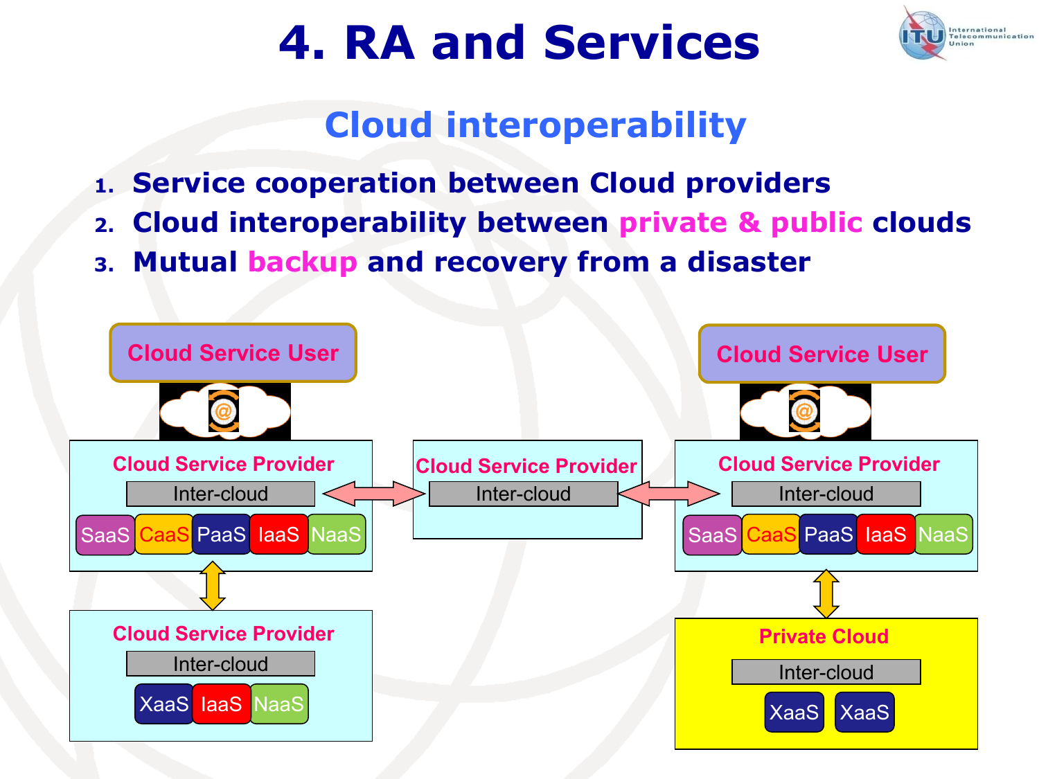# 4. RA and Services

## Cloud interoperability

1. **Service cooperation between Cloud providers**
2. **Cloud interoperability between private & public clouds**
3. **Mutual backup and recovery from a disaster**

Cloud Service User

Cloud Service Provider
Inter-cloud
SaaS CaaS PaaS IaaS NaaS

Cloud Service Provider
Inter-cloud
XaaS IaaS NaaS

Cloud Service Provider
Inter-cloud

Cloud Service User

Cloud Service Provider
Inter-cloud
SaaS CaaS PaaS IaaS NaaS

Private Cloud
Inter-cloud
XaaS XaaS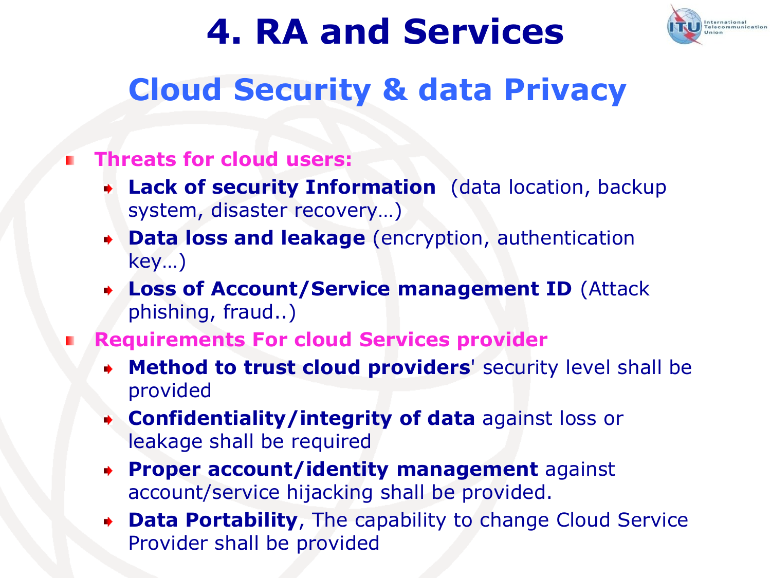# 4. RA and Services

## Cloud Security & data Privacy

- **Threats for cloud users:**
  - **Lack of security Information** (data location, backup system, disaster recovery…)
  - **Data loss and leakage** (encryption, authentication key…)
  - **Loss of Account/Service management ID** (Attack phishing, fraud..)
- **Requirements For cloud Services provider**
  - **Method to trust cloud providers**' security level shall be provided
  - **Confidentiality/integrity of data** against loss or leakage shall be required
  - **Proper account/identity management** against account/service hijacking shall be provided.
  - **Data Portability**, The capability to change Cloud Service Provider shall be provided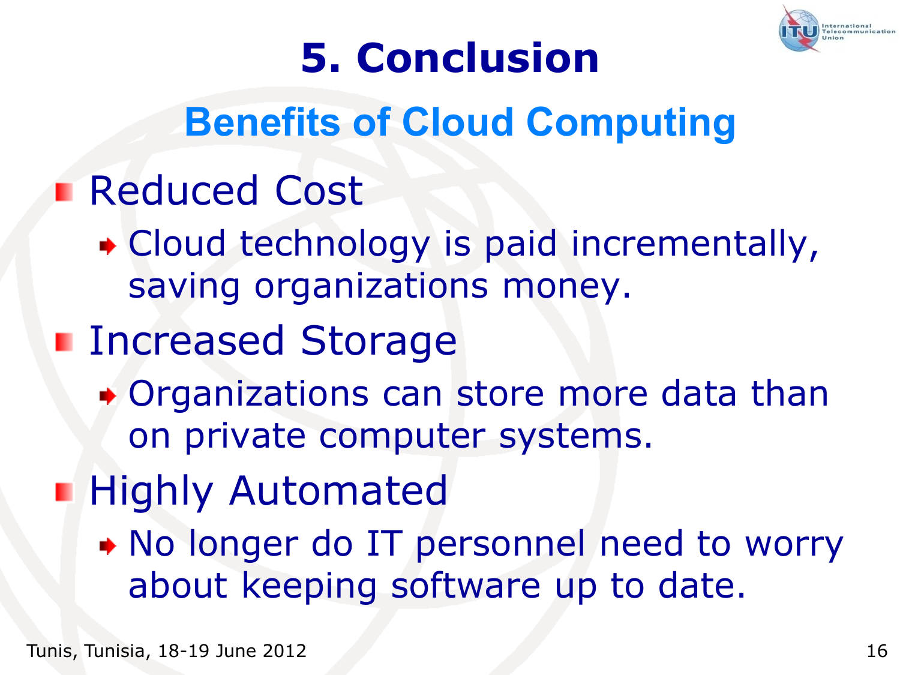# 5. Conclusion

## Benefits of Cloud Computing

- Reduced Cost
  - Cloud technology is paid incrementally, saving organizations money.
- Increased Storage
  - Organizations can store more data than on private computer systems.
- Highly Automated
  - No longer do IT personnel need to worry about keeping software up to date.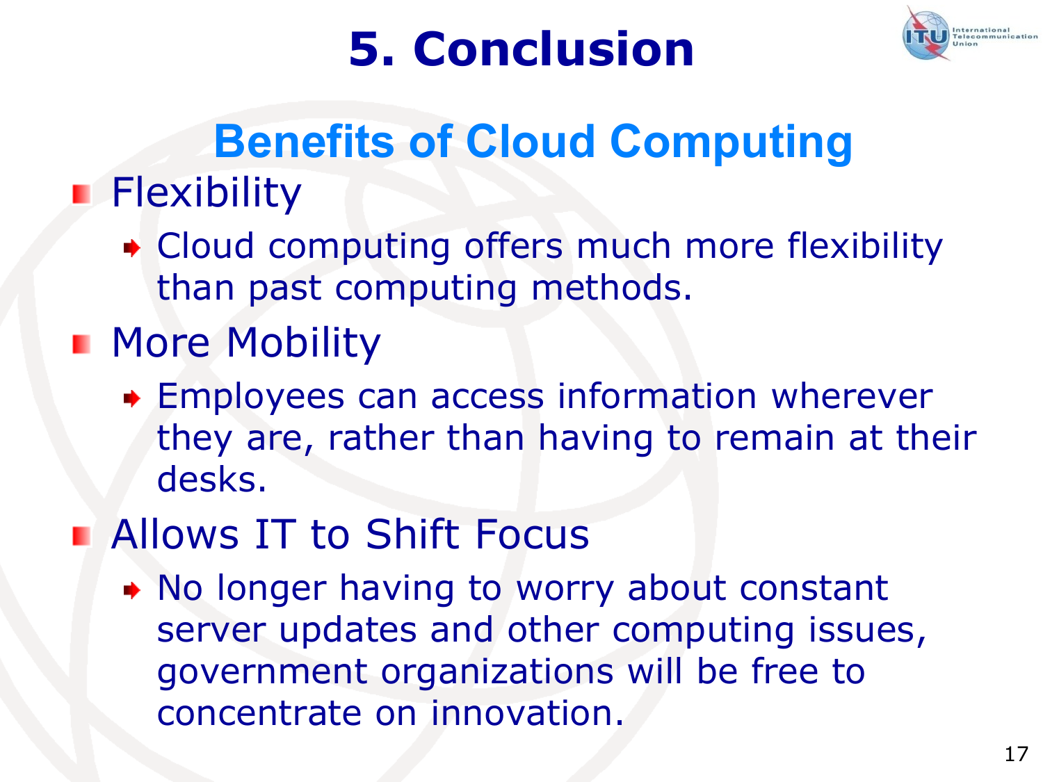# 5. Conclusion

## Benefits of Cloud Computing

- Flexibility
  - Cloud computing offers much more flexibility than past computing methods.
- More Mobility
  - Employees can access information wherever they are, rather than having to remain at their desks.
- Allows IT to Shift Focus
  - No longer having to worry about constant server updates and other computing issues, government organizations will be free to concentrate on innovation.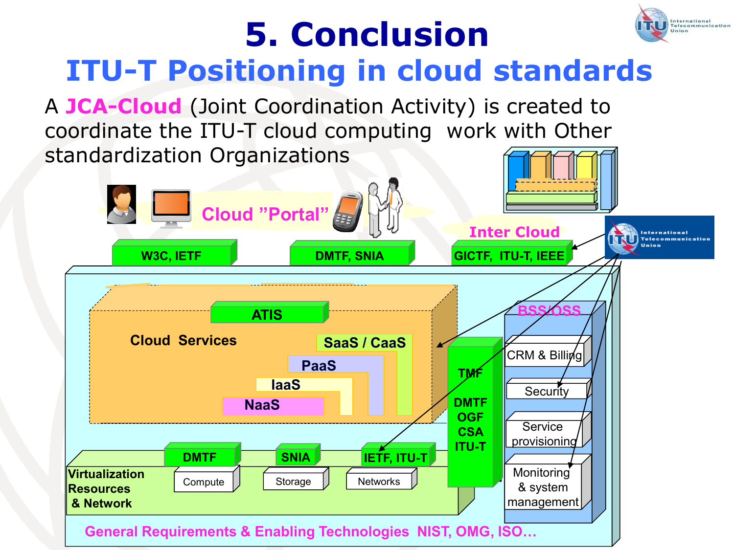# 5. Conclusion

## ITU-T Positioning in cloud standards

A **JCA-Cloud** (Joint Coordination Activity) is created to coordinate the ITU-T cloud computing work with Other standardization Organizations

Cloud "Portal"

W3C, IETF

DMTF, SNIA

Inter Cloud

GICTF, ITU-T, IEEE

ATIS

Cloud Services

SaaS / CaaS

PaaS

IaaS

NaaS

TMF

DMTF

OGF

CSA

ITU-T

BSS/OSS

CRM & Billing

Security

Service provisioning

Monitoring & system management

DMTF

SNIA

IETF, ITU-T

Virtualization Resources & Network

Compute

Storage

Networks

General Requirements & Enabling Technologies NIST, OMG, ISO…